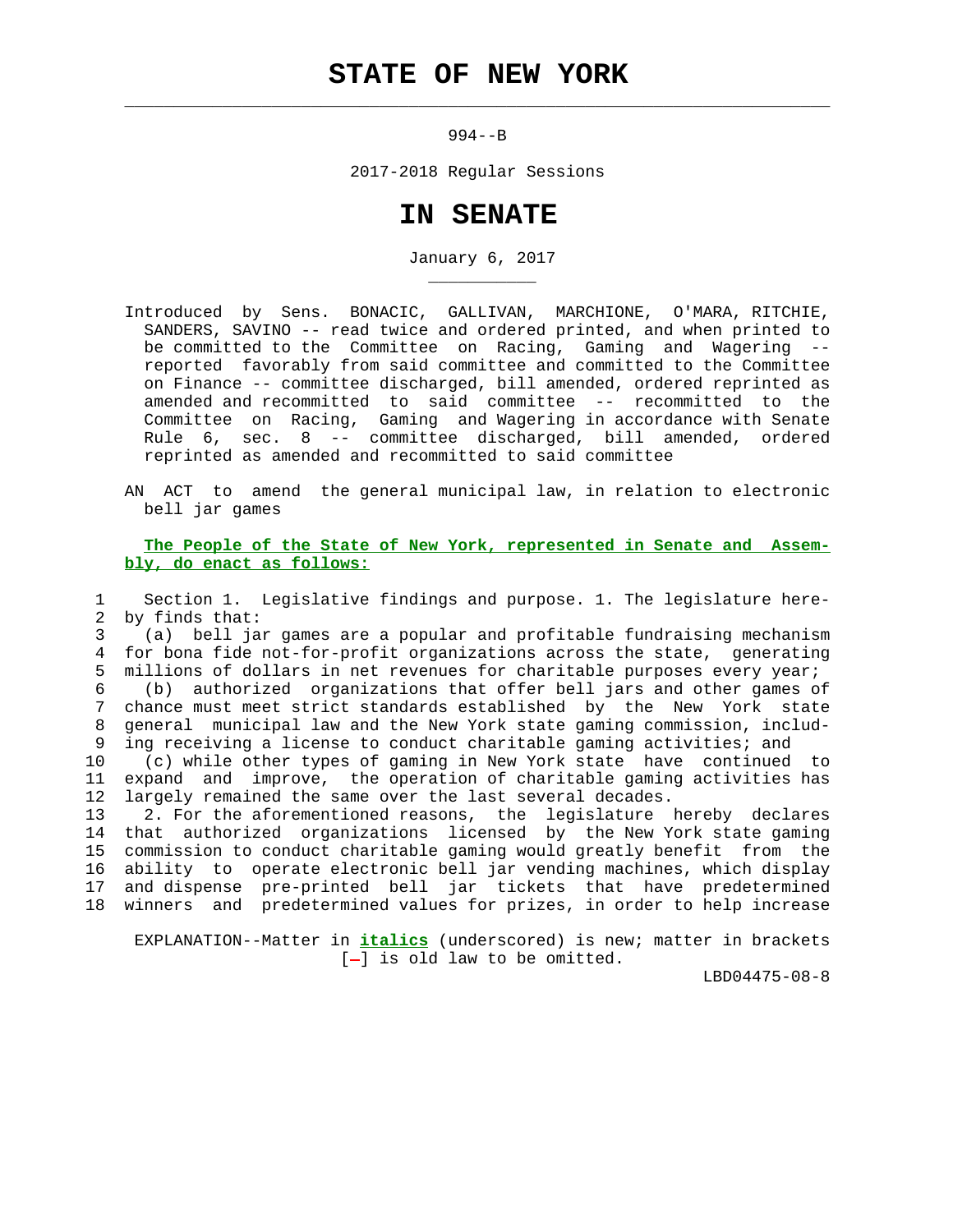# STATE OF NEW YORK

994--B

2017-2018 Regular Sessions

# IN SENATE

January 6, 2017

Introduced by Sens. BONACIC, GALLIVAN, MARCHIONE, O'MARA, RITCHIE, SANDERS, SAVINO -- read twice and ordered printed, and when printed to be committed to the Committee on Racing, Gaming and Wagering -- reported favorably from said committee and committed to the Committee on Finance -- committee discharged, bill amended, ordered reprinted as amended and recommitted to said committee -- recommitted to the Committee on Racing, Gaming and Wagering in accordance with Senate Rule 6, sec. 8 -- committee discharged, bill amended, ordered reprinted as amended and recommitted to said committee

AN ACT to amend the general municipal law, in relation to electronic bell jar games

**The People of the State of New York, represented in Senate and Assembly, do enact as follows:**

1 Section 1. Legislative findings and purpose. 1. The legislature here-
2 by finds that:
3 (a) bell jar games are a popular and profitable fundraising mechanism
4 for bona fide not-for-profit organizations across the state, generating
5 millions of dollars in net revenues for charitable purposes every year;
6 (b) authorized organizations that offer bell jars and other games of
7 chance must meet strict standards established by the New York state
8 general municipal law and the New York state gaming commission, includ-
9 ing receiving a license to conduct charitable gaming activities; and
10 (c) while other types of gaming in New York state have continued to
11 expand and improve, the operation of charitable gaming activities has
12 largely remained the same over the last several decades.
13 2. For the aforementioned reasons, the legislature hereby declares
14 that authorized organizations licensed by the New York state gaming
15 commission to conduct charitable gaming would greatly benefit from the
16 ability to operate electronic bell jar vending machines, which display
17 and dispense pre-printed bell jar tickets that have predetermined
18 winners and predetermined values for prizes, in order to help increase

EXPLANATION--Matter in ***italics*** (underscored) is new; matter in brackets [-] is old law to be omitted.

LBD04475-08-8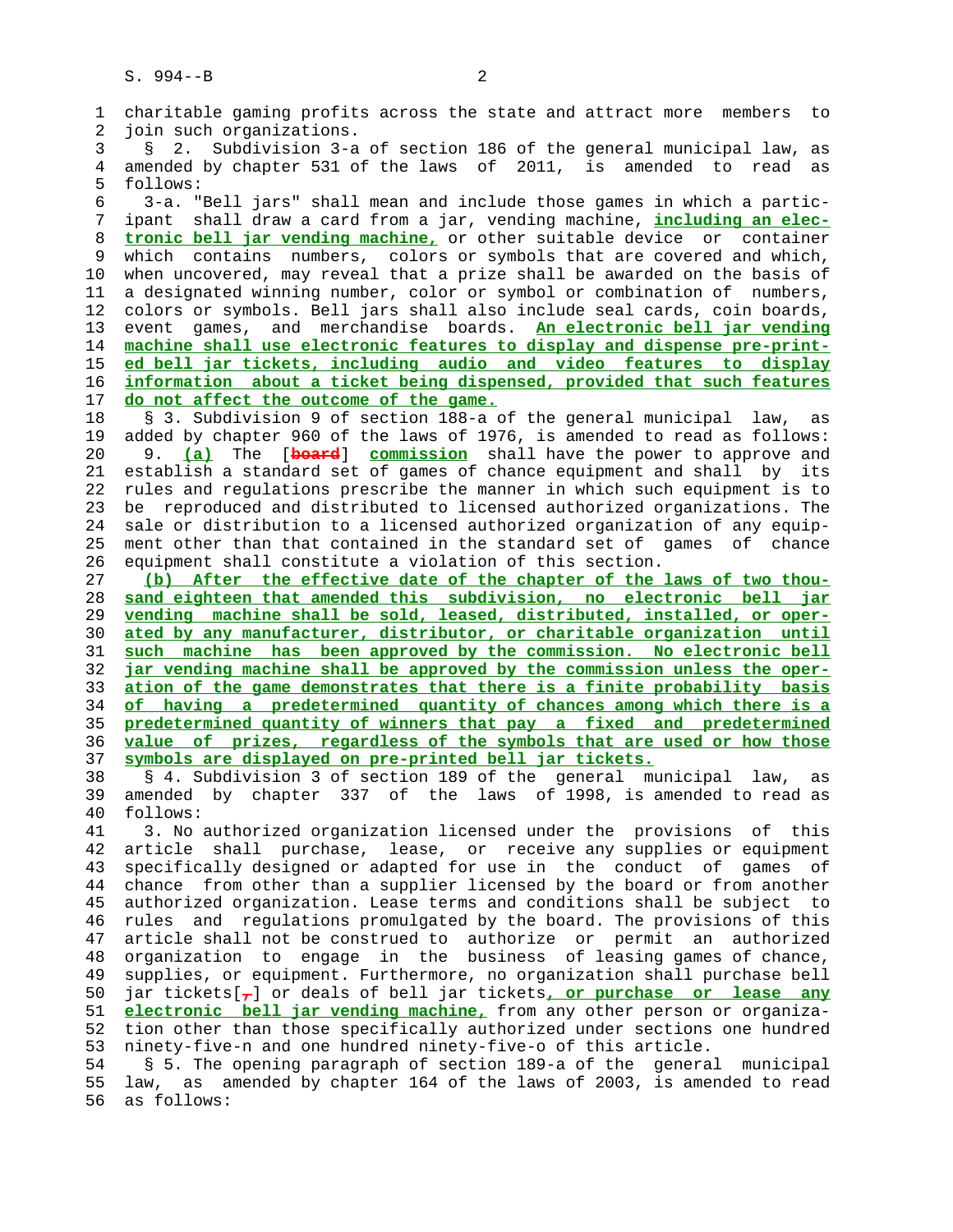charitable gaming profits across the state and attract more members to join such organizations.

§ 2. Subdivision 3-a of section 186 of the general municipal law, as amended by chapter 531 of the laws of 2011, is amended to read as follows:

3-a. "Bell jars" shall mean and include those games in which a participant shall draw a card from a jar, vending machine, **including an electronic bell jar vending machine,** or other suitable device or container which contains numbers, colors or symbols that are covered and which, when uncovered, may reveal that a prize shall be awarded on the basis of a designated winning number, color or symbol or combination of numbers, colors or symbols. Bell jars shall also include seal cards, coin boards, event games, and merchandise boards. **An electronic bell jar vending machine shall use electronic features to display and dispense pre-printed bell jar tickets, including audio and video features to display information about a ticket being dispensed, provided that such features do not affect the outcome of the game.**

§ 3. Subdivision 9 of section 188-a of the general municipal law, as added by chapter 960 of the laws of 1976, is amended to read as follows:

9. **(a)** The [~~board~~] **commission** shall have the power to approve and establish a standard set of games of chance equipment and shall by its rules and regulations prescribe the manner in which such equipment is to be reproduced and distributed to licensed authorized organizations. The sale or distribution to a licensed authorized organization of any equipment other than that contained in the standard set of games of chance equipment shall constitute a violation of this section.

**(b) After the effective date of the chapter of the laws of two thousand eighteen that amended this subdivision, no electronic bell jar vending machine shall be sold, leased, distributed, installed, or operated by any manufacturer, distributor, or charitable organization until such machine has been approved by the commission. No electronic bell jar vending machine shall be approved by the commission unless the operation of the game demonstrates that there is a finite probability basis of having a predetermined quantity of chances among which there is a predetermined quantity of winners that pay a fixed and predetermined value of prizes, regardless of the symbols that are used or how those symbols are displayed on pre-printed bell jar tickets.**

§ 4. Subdivision 3 of section 189 of the general municipal law, as amended by chapter 337 of the laws of 1998, is amended to read as follows:

3. No authorized organization licensed under the provisions of this article shall purchase, lease, or receive any supplies or equipment specifically designed or adapted for use in the conduct of games of chance from other than a supplier licensed by the board or from another authorized organization. Lease terms and conditions shall be subject to rules and regulations promulgated by the board. The provisions of this article shall not be construed to authorize or permit an authorized organization to engage in the business of leasing games of chance, supplies, or equipment. Furthermore, no organization shall purchase bell jar tickets[~~,~~] or deals of bell jar tickets**, or purchase or lease any electronic bell jar vending machine,** from any other person or organization other than those specifically authorized under sections one hundred ninety-five-n and one hundred ninety-five-o of this article.

§ 5. The opening paragraph of section 189-a of the general municipal law, as amended by chapter 164 of the laws of 2003, is amended to read as follows: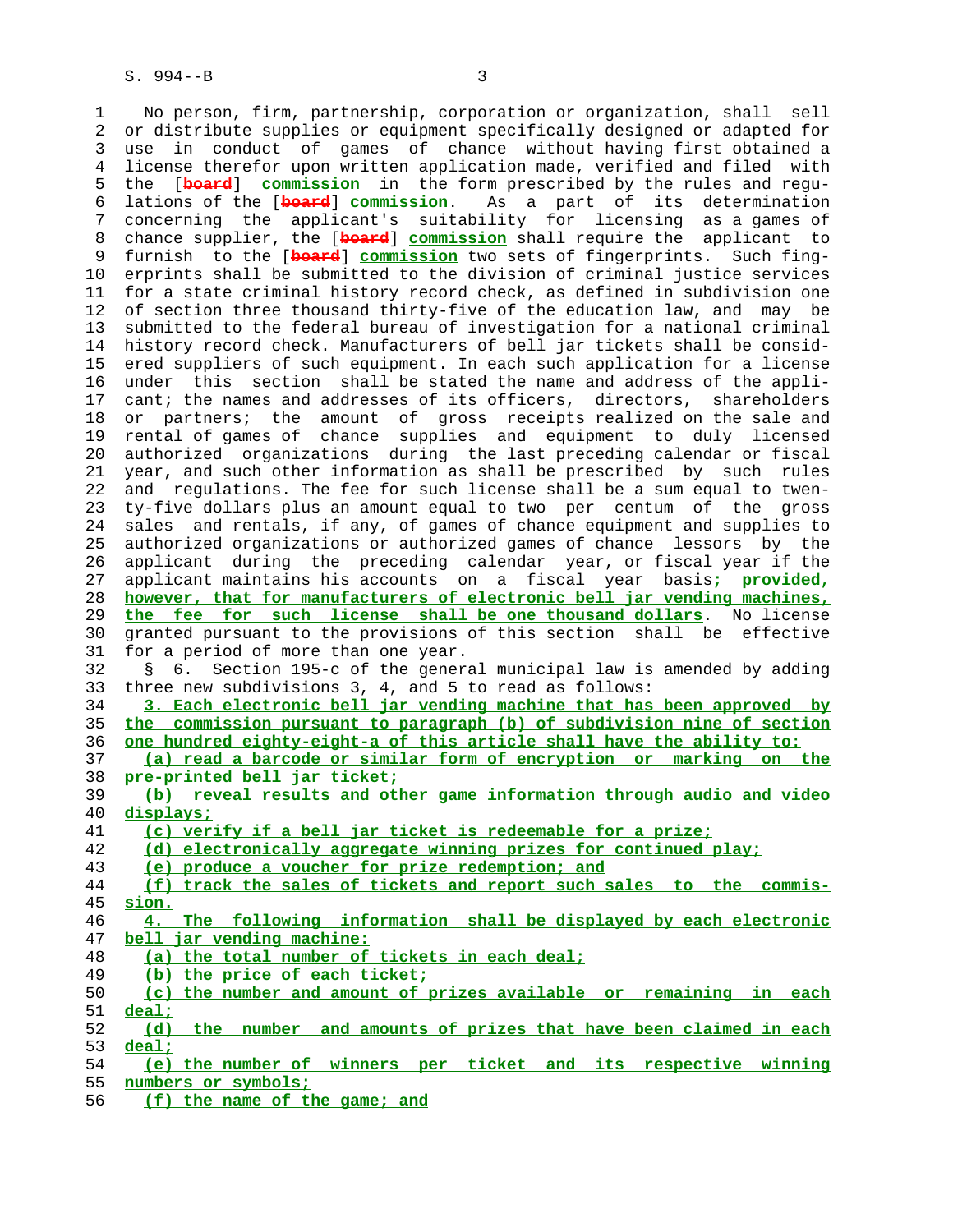No person, firm, partnership, corporation or organization, shall sell or distribute supplies or equipment specifically designed or adapted for use in conduct of games of chance without having first obtained a license therefor upon written application made, verified and filed with the [~~board~~] **commission** in the form prescribed by the rules and regulations of the [~~board~~] **commission**. As a part of its determination concerning the applicant's suitability for licensing as a games of chance supplier, the [~~board~~] **commission** shall require the applicant to furnish to the [~~board~~] **commission** two sets of fingerprints. Such fingerprints shall be submitted to the division of criminal justice services for a state criminal history record check, as defined in subdivision one of section three thousand thirty-five of the education law, and may be submitted to the federal bureau of investigation for a national criminal history record check. Manufacturers of bell jar tickets shall be considered suppliers of such equipment. In each such application for a license under this section shall be stated the name and address of the applicant; the names and addresses of its officers, directors, shareholders or partners; the amount of gross receipts realized on the sale and rental of games of chance supplies and equipment to duly licensed authorized organizations during the last preceding calendar or fiscal year, and such other information as shall be prescribed by such rules and regulations. The fee for such license shall be a sum equal to twenty-five dollars plus an amount equal to two per centum of the gross sales and rentals, if any, of games of chance equipment and supplies to authorized organizations or authorized games of chance lessors by the applicant during the preceding calendar year, or fiscal year if the applicant maintains his accounts on a fiscal year basis**; provided, however, that for manufacturers of electronic bell jar vending machines, the fee for such license shall be one thousand dollars**. No license granted pursuant to the provisions of this section shall be effective for a period of more than one year.

§ 6. Section 195-c of the general municipal law is amended by adding three new subdivisions 3, 4, and 5 to read as follows:

**3. Each electronic bell jar vending machine that has been approved by the commission pursuant to paragraph (b) of subdivision nine of section one hundred eighty-eight-a of this article shall have the ability to:**

**(a) read a barcode or similar form of encryption or marking on the pre-printed bell jar ticket;**

**(b) reveal results and other game information through audio and video displays;**

**(c) verify if a bell jar ticket is redeemable for a prize;**

**(d) electronically aggregate winning prizes for continued play;**

**(e) produce a voucher for prize redemption; and**

**(f) track the sales of tickets and report such sales to the commission.**

**4. The following information shall be displayed by each electronic bell jar vending machine:**

**(a) the total number of tickets in each deal;**

**(b) the price of each ticket;**

**(c) the number and amount of prizes available or remaining in each deal;**

**(d) the number and amounts of prizes that have been claimed in each deal;**

**(e) the number of winners per ticket and its respective winning numbers or symbols;**

**(f) the name of the game; and**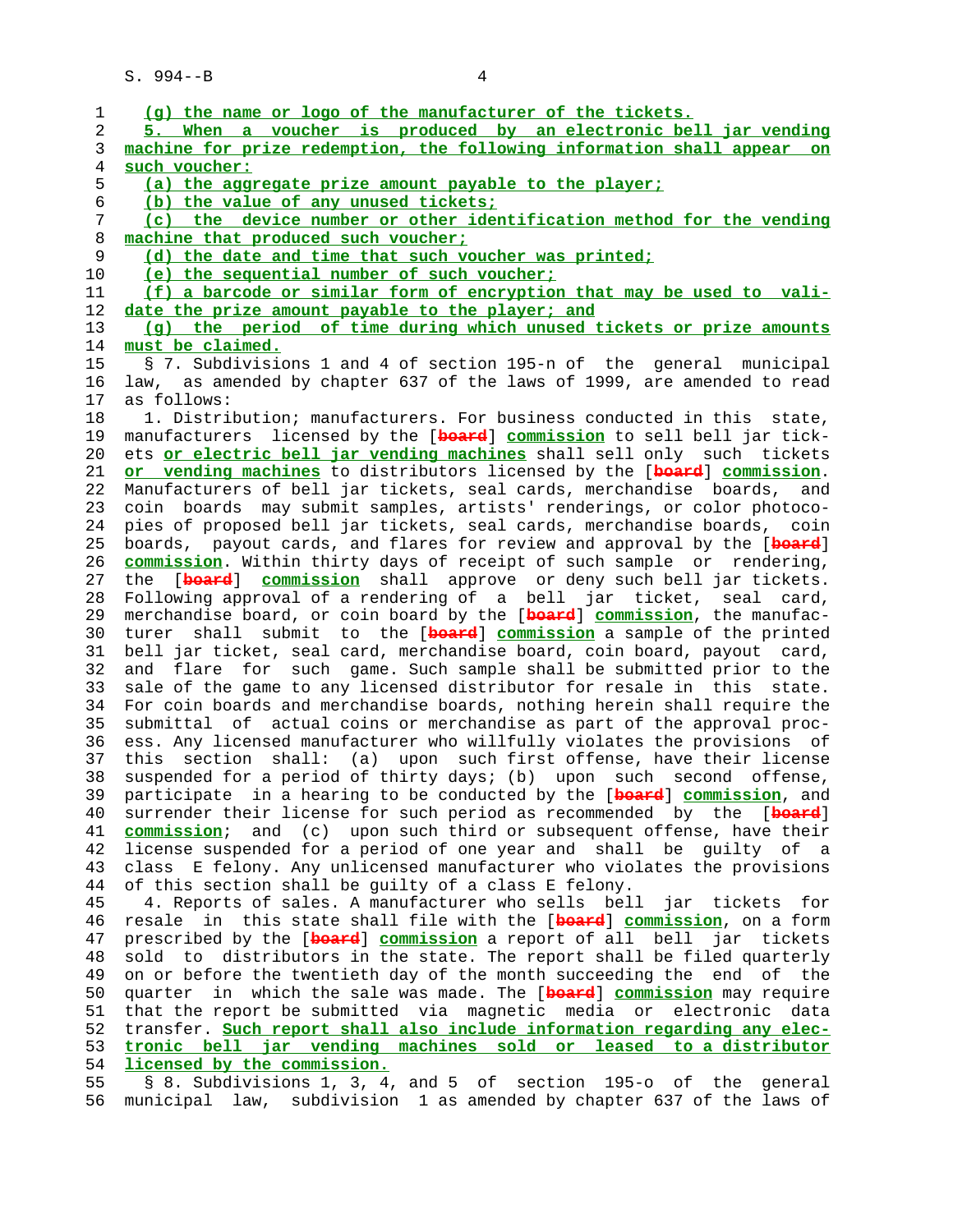(g) the name or logo of the manufacturer of the tickets.

5. When a voucher is produced by an electronic bell jar vending machine for prize redemption, the following information shall appear on such voucher:

(a) the aggregate prize amount payable to the player;

(b) the value of any unused tickets;

(c) the device number or other identification method for the vending machine that produced such voucher;

(d) the date and time that such voucher was printed;

(e) the sequential number of such voucher;

(f) a barcode or similar form of encryption that may be used to validate the prize amount payable to the player; and

(g) the period of time during which unused tickets or prize amounts must be claimed.

§ 7. Subdivisions 1 and 4 of section 195-n of the general municipal law, as amended by chapter 637 of the laws of 1999, are amended to read as follows:

1. Distribution; manufacturers. For business conducted in this state, manufacturers licensed by the [board] commission to sell bell jar tickets or electric bell jar vending machines shall sell only such tickets or vending machines to distributors licensed by the [board] commission. Manufacturers of bell jar tickets, seal cards, merchandise boards, and coin boards may submit samples, artists' renderings, or color photocopies of proposed bell jar tickets, seal cards, merchandise boards, coin boards, payout cards, and flares for review and approval by the [board] commission. Within thirty days of receipt of such sample or rendering, the [board] commission shall approve or deny such bell jar tickets. Following approval of a rendering of a bell jar ticket, seal card, merchandise board, or coin board by the [board] commission, the manufacturer shall submit to the [board] commission a sample of the printed bell jar ticket, seal card, merchandise board, coin board, payout card, and flare for such game. Such sample shall be submitted prior to the sale of the game to any licensed distributor for resale in this state. For coin boards and merchandise boards, nothing herein shall require the submittal of actual coins or merchandise as part of the approval process. Any licensed manufacturer who willfully violates the provisions of this section shall: (a) upon such first offense, have their license suspended for a period of thirty days; (b) upon such second offense, participate in a hearing to be conducted by the [board] commission, and surrender their license for such period as recommended by the [board] commission; and (c) upon such third or subsequent offense, have their license suspended for a period of one year and shall be guilty of a class E felony. Any unlicensed manufacturer who violates the provisions of this section shall be guilty of a class E felony.

4. Reports of sales. A manufacturer who sells bell jar tickets for resale in this state shall file with the [board] commission, on a form prescribed by the [board] commission a report of all bell jar tickets sold to distributors in the state. The report shall be filed quarterly on or before the twentieth day of the month succeeding the end of the quarter in which the sale was made. The [board] commission may require that the report be submitted via magnetic media or electronic data transfer. Such report shall also include information regarding any electronic bell jar vending machines sold or leased to a distributor licensed by the commission.

§ 8. Subdivisions 1, 3, 4, and 5 of section 195-o of the general municipal law, subdivision 1 as amended by chapter 637 of the laws of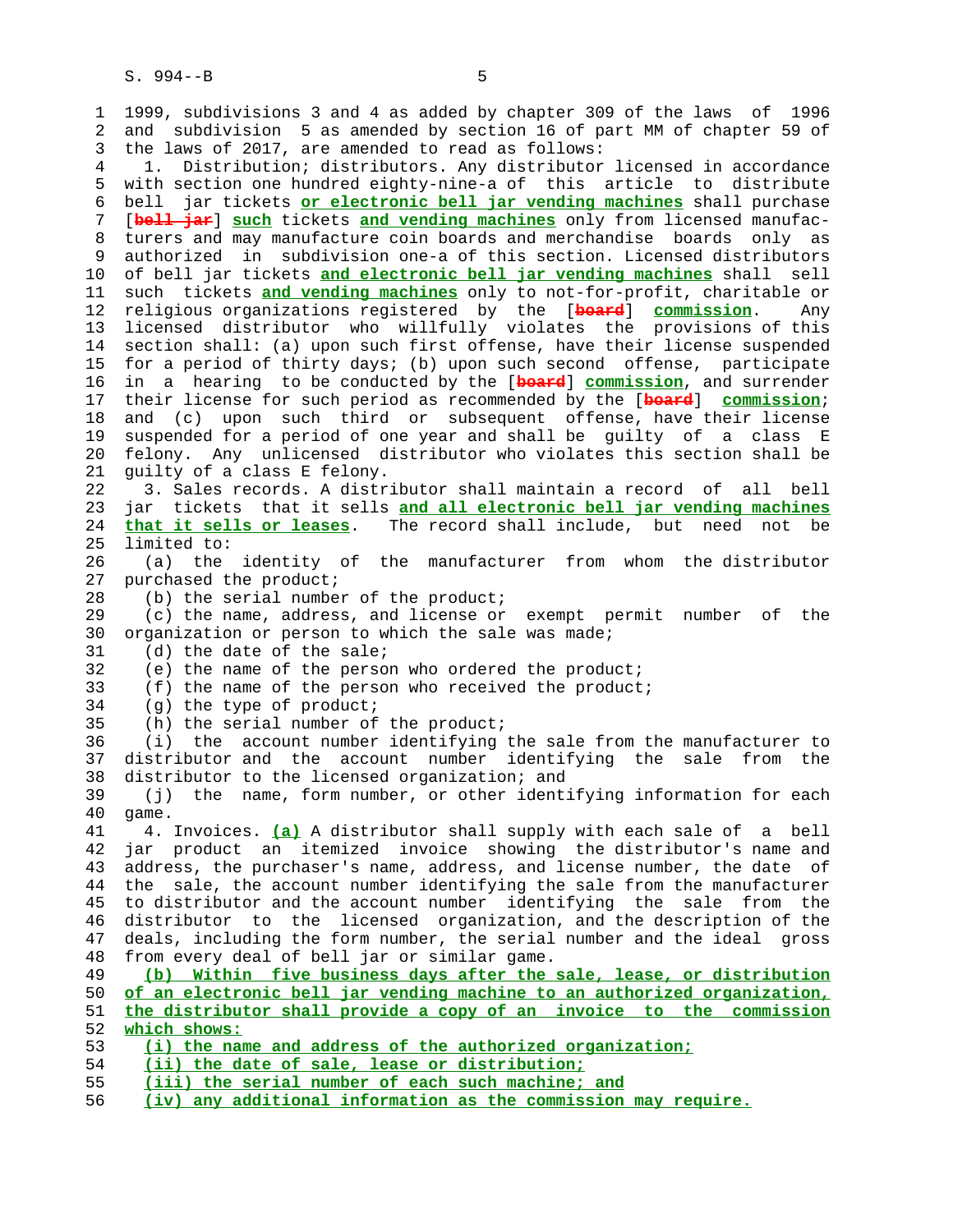1999, subdivisions 3 and 4 as added by chapter 309 of the laws of 1996 and subdivision 5 as amended by section 16 of part MM of chapter 59 of the laws of 2017, are amended to read as follows:

1. Distribution; distributors. Any distributor licensed in accordance with section one hundred eighty-nine-a of this article to distribute bell jar tickets **or electronic bell jar vending machines** shall purchase [~~bell jar~~] **such** tickets **and vending machines** only from licensed manufacturers and may manufacture coin boards and merchandise boards only as authorized in subdivision one-a of this section. Licensed distributors of bell jar tickets **and electronic bell jar vending machines** shall sell such tickets **and vending machines** only to not-for-profit, charitable or religious organizations registered by the [~~board~~] **commission**. Any licensed distributor who willfully violates the provisions of this section shall: (a) upon such first offense, have their license suspended for a period of thirty days; (b) upon such second offense, participate in a hearing to be conducted by the [~~board~~] **commission**, and surrender their license for such period as recommended by the [~~board~~] **commission**; and (c) upon such third or subsequent offense, have their license suspended for a period of one year and shall be guilty of a class E felony. Any unlicensed distributor who violates this section shall be guilty of a class E felony.

3. Sales records. A distributor shall maintain a record of all bell jar tickets that it sells **and all electronic bell jar vending machines that it sells or leases**. The record shall include, but need not be limited to:

(a) the identity of the manufacturer from whom the distributor purchased the product;

(b) the serial number of the product;

(c) the name, address, and license or exempt permit number of the organization or person to which the sale was made;

(d) the date of the sale;

(e) the name of the person who ordered the product;

(f) the name of the person who received the product;

(g) the type of product;

(h) the serial number of the product;

(i) the account number identifying the sale from the manufacturer to distributor and the account number identifying the sale from the distributor to the licensed organization; and

(j) the name, form number, or other identifying information for each game.

4. Invoices. **(a)** A distributor shall supply with each sale of a bell jar product an itemized invoice showing the distributor's name and address, the purchaser's name, address, and license number, the date of the sale, the account number identifying the sale from the manufacturer to distributor and the account number identifying the sale from the distributor to the licensed organization, and the description of the deals, including the form number, the serial number and the ideal gross from every deal of bell jar or similar game.

**(b) Within five business days after the sale, lease, or distribution of an electronic bell jar vending machine to an authorized organization, the distributor shall provide a copy of an invoice to the commission which shows:**

**(i) the name and address of the authorized organization;**

**(ii) the date of sale, lease or distribution;**

**(iii) the serial number of each such machine; and**

**(iv) any additional information as the commission may require.**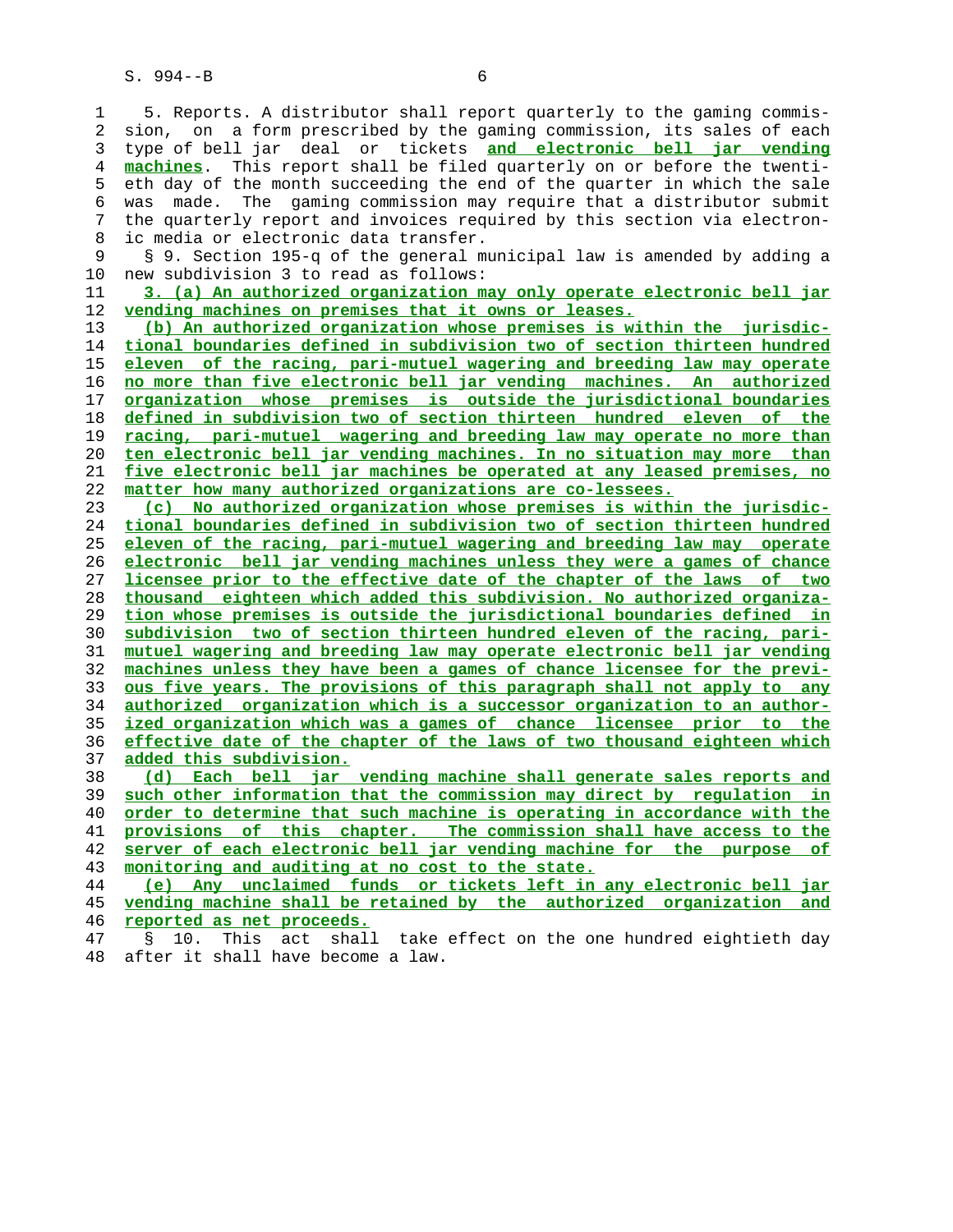5. Reports. A distributor shall report quarterly to the gaming commission, on a form prescribed by the gaming commission, its sales of each type of bell jar deal or tickets **and electronic bell jar vending machines**. This report shall be filed quarterly on or before the twentieth day of the month succeeding the end of the quarter in which the sale was made. The gaming commission may require that a distributor submit the quarterly report and invoices required by this section via electronic media or electronic data transfer.

§ 9. Section 195-q of the general municipal law is amended by adding a new subdivision 3 to read as follows:

**3. (a) An authorized organization may only operate electronic bell jar vending machines on premises that it owns or leases.**

**(b) An authorized organization whose premises is within the jurisdictional boundaries defined in subdivision two of section thirteen hundred eleven of the racing, pari-mutuel wagering and breeding law may operate no more than five electronic bell jar vending machines. An authorized organization whose premises is outside the jurisdictional boundaries defined in subdivision two of section thirteen hundred eleven of the racing, pari-mutuel wagering and breeding law may operate no more than ten electronic bell jar vending machines. In no situation may more than five electronic bell jar machines be operated at any leased premises, no matter how many authorized organizations are co-lessees.**

**(c) No authorized organization whose premises is within the jurisdictional boundaries defined in subdivision two of section thirteen hundred eleven of the racing, pari-mutuel wagering and breeding law may operate electronic bell jar vending machines unless they were a games of chance licensee prior to the effective date of the chapter of the laws of two thousand eighteen which added this subdivision. No authorized organization whose premises is outside the jurisdictional boundaries defined in subdivision two of section thirteen hundred eleven of the racing, pari-mutuel wagering and breeding law may operate electronic bell jar vending machines unless they have been a games of chance licensee for the previous five years. The provisions of this paragraph shall not apply to any authorized organization which is a successor organization to an authorized organization which was a games of chance licensee prior to the effective date of the chapter of the laws of two thousand eighteen which added this subdivision.**

**(d) Each bell jar vending machine shall generate sales reports and such other information that the commission may direct by regulation in order to determine that such machine is operating in accordance with the provisions of this chapter. The commission shall have access to the server of each electronic bell jar vending machine for the purpose of monitoring and auditing at no cost to the state.**

**(e) Any unclaimed funds or tickets left in any electronic bell jar vending machine shall be retained by the authorized organization and reported as net proceeds.**

§ 10. This act shall take effect on the one hundred eightieth day after it shall have become a law.